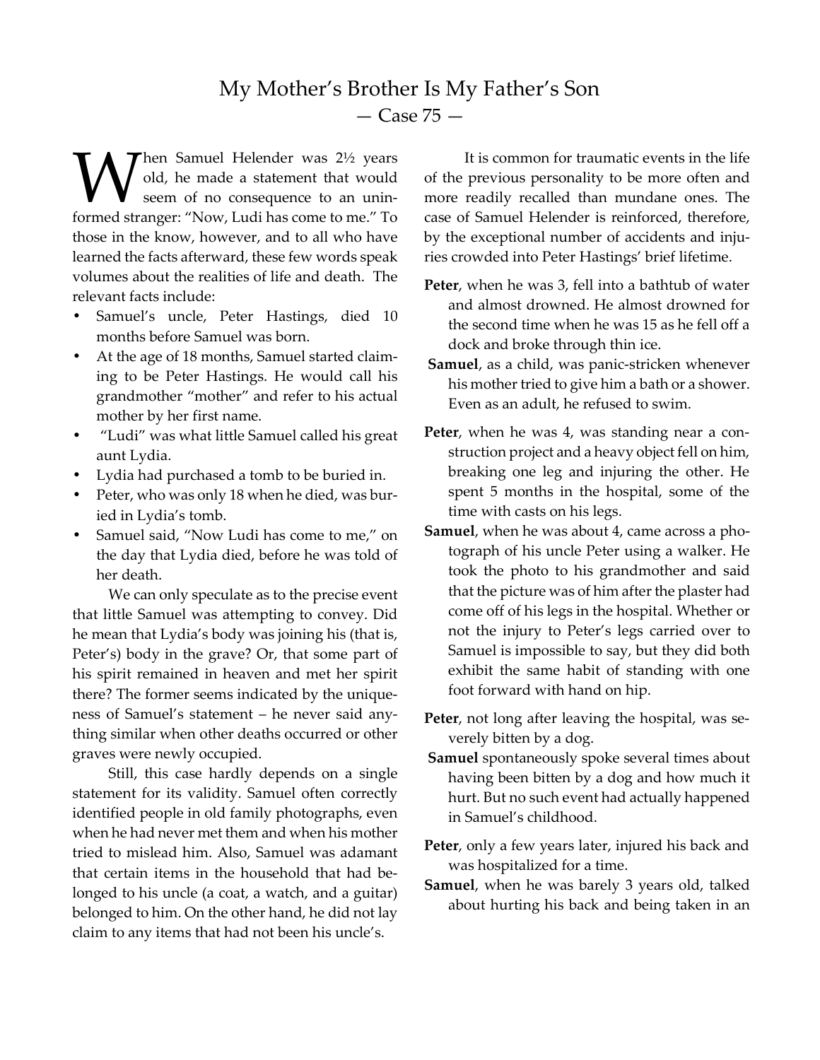# My Mother's Brother Is My Father's Son
## — Case 75 —

When Samuel Helender was 2½ years old, he made a statement that would seem of no consequence to an uninformed stranger: "Now, Ludi has come to me." To those in the know, however, and to all who have learned the facts afterward, these few words speak volumes about the realities of life and death. The relevant facts include:

- Samuel's uncle, Peter Hastings, died 10 months before Samuel was born.
- At the age of 18 months, Samuel started claiming to be Peter Hastings. He would call his grandmother "mother" and refer to his actual mother by her first name.
- "Ludi" was what little Samuel called his great aunt Lydia.
- Lydia had purchased a tomb to be buried in.
- Peter, who was only 18 when he died, was buried in Lydia's tomb.
- Samuel said, "Now Ludi has come to me," on the day that Lydia died, before he was told of her death.

We can only speculate as to the precise event that little Samuel was attempting to convey. Did he mean that Lydia's body was joining his (that is, Peter's) body in the grave? Or, that some part of his spirit remained in heaven and met her spirit there? The former seems indicated by the uniqueness of Samuel's statement – he never said anything similar when other deaths occurred or other graves were newly occupied.

Still, this case hardly depends on a single statement for its validity. Samuel often correctly identified people in old family photographs, even when he had never met them and when his mother tried to mislead him. Also, Samuel was adamant that certain items in the household that had belonged to his uncle (a coat, a watch, and a guitar) belonged to him. On the other hand, he did not lay claim to any items that had not been his uncle's.

It is common for traumatic events in the life of the previous personality to be more often and more readily recalled than mundane ones. The case of Samuel Helender is reinforced, therefore, by the exceptional number of accidents and injuries crowded into Peter Hastings' brief lifetime.

**Peter**, when he was 3, fell into a bathtub of water and almost drowned. He almost drowned for the second time when he was 15 as he fell off a dock and broke through thin ice.

**Samuel**, as a child, was panic-stricken whenever his mother tried to give him a bath or a shower. Even as an adult, he refused to swim.

**Peter**, when he was 4, was standing near a construction project and a heavy object fell on him, breaking one leg and injuring the other. He spent 5 months in the hospital, some of the time with casts on his legs.

**Samuel**, when he was about 4, came across a photograph of his uncle Peter using a walker. He took the photo to his grandmother and said that the picture was of him after the plaster had come off of his legs in the hospital. Whether or not the injury to Peter's legs carried over to Samuel is impossible to say, but they did both exhibit the same habit of standing with one foot forward with hand on hip.

**Peter**, not long after leaving the hospital, was severely bitten by a dog.

**Samuel** spontaneously spoke several times about having been bitten by a dog and how much it hurt. But no such event had actually happened in Samuel's childhood.

**Peter**, only a few years later, injured his back and was hospitalized for a time.

**Samuel**, when he was barely 3 years old, talked about hurting his back and being taken in an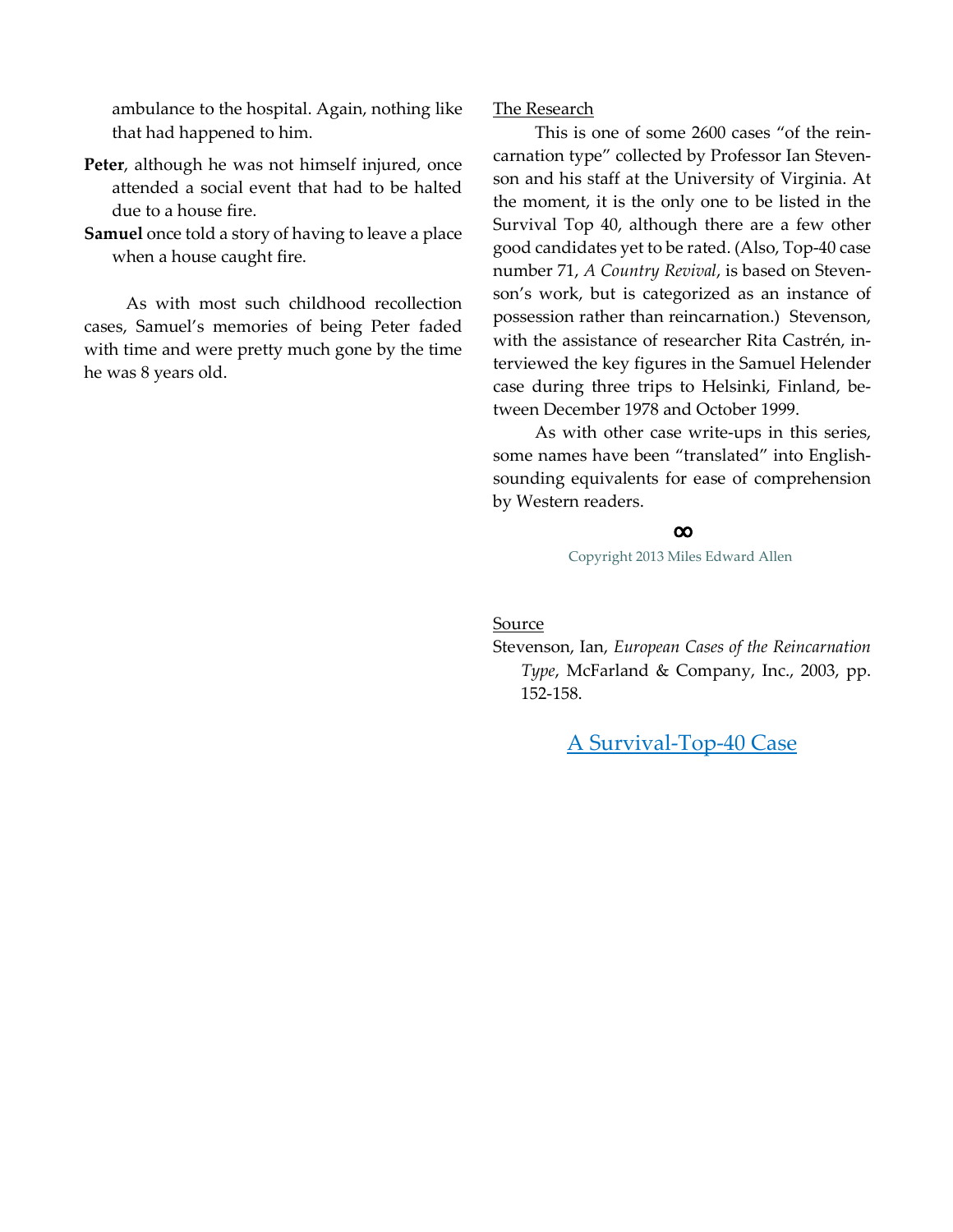ambulance to the hospital. Again, nothing like that had happened to him.

**Peter**, although he was not himself injured, once attended a social event that had to be halted due to a house fire.

**Samuel** once told a story of having to leave a place when a house caught fire.

As with most such childhood recollection cases, Samuel's memories of being Peter faded with time and were pretty much gone by the time he was 8 years old.

## The Research

This is one of some 2600 cases "of the reincarnation type" collected by Professor Ian Stevenson and his staff at the University of Virginia. At the moment, it is the only one to be listed in the Survival Top 40, although there are a few other good candidates yet to be rated. (Also, Top-40 case number 71, *A Country Revival*, is based on Stevenson's work, but is categorized as an instance of possession rather than reincarnation.) Stevenson, with the assistance of researcher Rita Castrén, interviewed the key figures in the Samuel Helender case during three trips to Helsinki, Finland, between December 1978 and October 1999.

As with other case write-ups in this series, some names have been "translated" into English-sounding equivalents for ease of comprehension by Western readers.

∞

Copyright 2013 Miles Edward Allen

## Source

Stevenson, Ian, *European Cases of the Reincarnation Type*, McFarland & Company, Inc., 2003, pp. 152-158.

A Survival-Top-40 Case